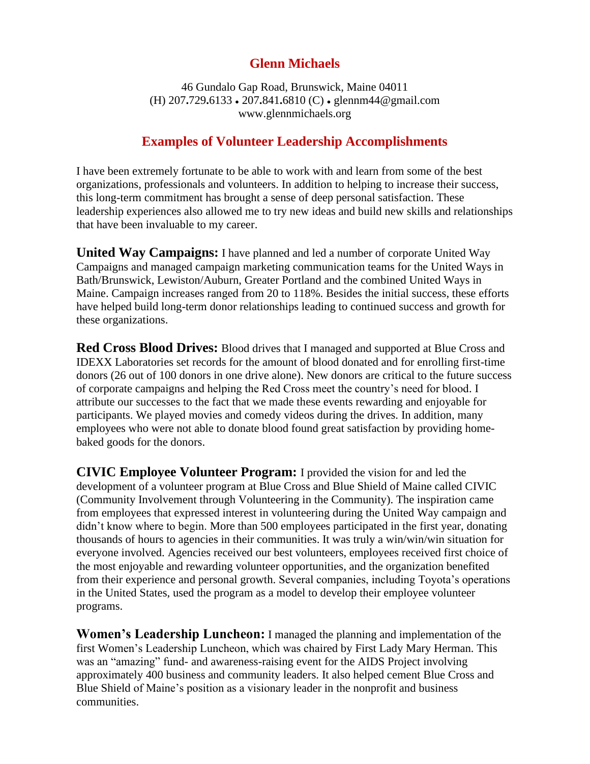# Glenn Michaels

46 Gundalo Gap Road, Brunswick, Maine 04011
(H) 207.729.6133 • 207.841.6810 (C) • glennm44@gmail.com
www.glennmichaels.org

## Examples of Volunteer Leadership Accomplishments

I have been extremely fortunate to be able to work with and learn from some of the best organizations, professionals and volunteers. In addition to helping to increase their success, this long-term commitment has brought a sense of deep personal satisfaction. These leadership experiences also allowed me to try new ideas and build new skills and relationships that have been invaluable to my career.

**United Way Campaigns:** I have planned and led a number of corporate United Way Campaigns and managed campaign marketing communication teams for the United Ways in Bath/Brunswick, Lewiston/Auburn, Greater Portland and the combined United Ways in Maine. Campaign increases ranged from 20 to 118%. Besides the initial success, these efforts have helped build long-term donor relationships leading to continued success and growth for these organizations.

**Red Cross Blood Drives:** Blood drives that I managed and supported at Blue Cross and IDEXX Laboratories set records for the amount of blood donated and for enrolling first-time donors (26 out of 100 donors in one drive alone). New donors are critical to the future success of corporate campaigns and helping the Red Cross meet the country's need for blood. I attribute our successes to the fact that we made these events rewarding and enjoyable for participants. We played movies and comedy videos during the drives. In addition, many employees who were not able to donate blood found great satisfaction by providing home-baked goods for the donors.

**CIVIC Employee Volunteer Program:** I provided the vision for and led the development of a volunteer program at Blue Cross and Blue Shield of Maine called CIVIC (Community Involvement through Volunteering in the Community). The inspiration came from employees that expressed interest in volunteering during the United Way campaign and didn't know where to begin. More than 500 employees participated in the first year, donating thousands of hours to agencies in their communities. It was truly a win/win/win situation for everyone involved. Agencies received our best volunteers, employees received first choice of the most enjoyable and rewarding volunteer opportunities, and the organization benefited from their experience and personal growth. Several companies, including Toyota's operations in the United States, used the program as a model to develop their employee volunteer programs.

**Women's Leadership Luncheon:** I managed the planning and implementation of the first Women's Leadership Luncheon, which was chaired by First Lady Mary Herman. This was an "amazing" fund- and awareness-raising event for the AIDS Project involving approximately 400 business and community leaders. It also helped cement Blue Cross and Blue Shield of Maine's position as a visionary leader in the nonprofit and business communities.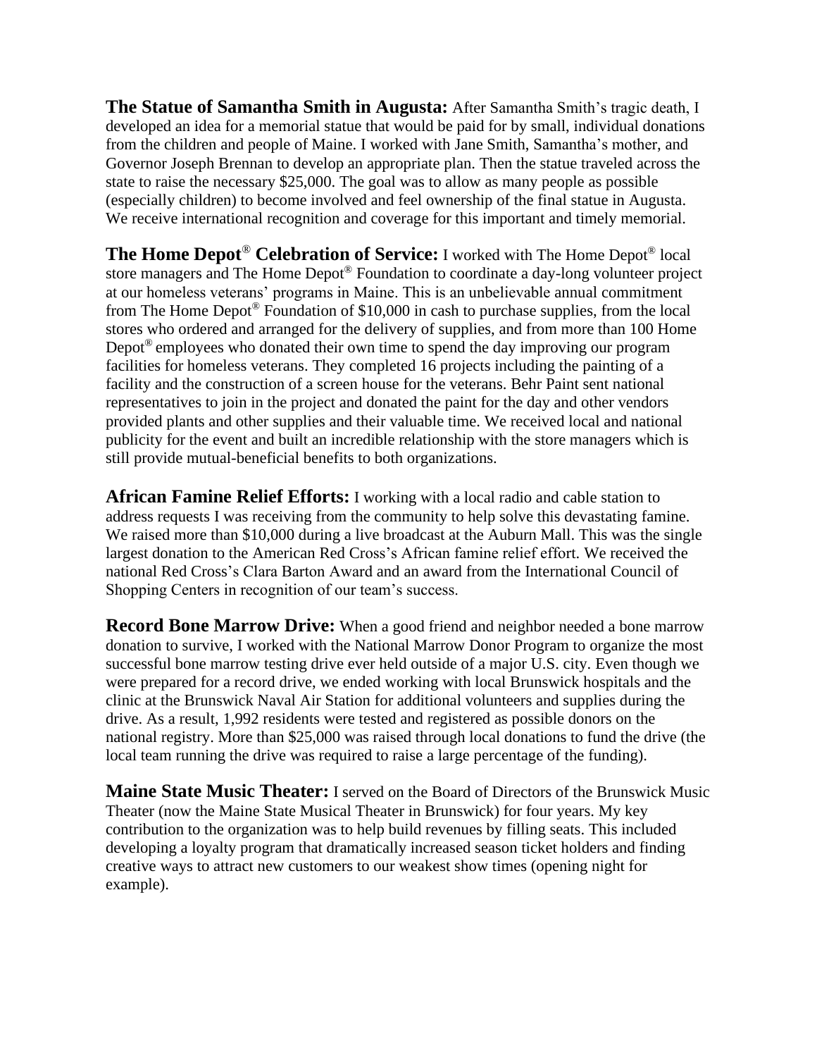**The Statue of Samantha Smith in Augusta:** After Samantha Smith's tragic death, I developed an idea for a memorial statue that would be paid for by small, individual donations from the children and people of Maine. I worked with Jane Smith, Samantha's mother, and Governor Joseph Brennan to develop an appropriate plan. Then the statue traveled across the state to raise the necessary $25,000. The goal was to allow as many people as possible (especially children) to become involved and feel ownership of the final statue in Augusta. We receive international recognition and coverage for this important and timely memorial.

**The Home Depot® Celebration of Service:** I worked with The Home Depot® local store managers and The Home Depot® Foundation to coordinate a day-long volunteer project at our homeless veterans' programs in Maine. This is an unbelievable annual commitment from The Home Depot® Foundation of $10,000 in cash to purchase supplies, from the local stores who ordered and arranged for the delivery of supplies, and from more than 100 Home Depot® employees who donated their own time to spend the day improving our program facilities for homeless veterans. They completed 16 projects including the painting of a facility and the construction of a screen house for the veterans. Behr Paint sent national representatives to join in the project and donated the paint for the day and other vendors provided plants and other supplies and their valuable time. We received local and national publicity for the event and built an incredible relationship with the store managers which is still provide mutual-beneficial benefits to both organizations.

**African Famine Relief Efforts:** I working with a local radio and cable station to address requests I was receiving from the community to help solve this devastating famine. We raised more than $10,000 during a live broadcast at the Auburn Mall. This was the single largest donation to the American Red Cross's African famine relief effort. We received the national Red Cross's Clara Barton Award and an award from the International Council of Shopping Centers in recognition of our team's success.

**Record Bone Marrow Drive:** When a good friend and neighbor needed a bone marrow donation to survive, I worked with the National Marrow Donor Program to organize the most successful bone marrow testing drive ever held outside of a major U.S. city. Even though we were prepared for a record drive, we ended working with local Brunswick hospitals and the clinic at the Brunswick Naval Air Station for additional volunteers and supplies during the drive. As a result, 1,992 residents were tested and registered as possible donors on the national registry. More than $25,000 was raised through local donations to fund the drive (the local team running the drive was required to raise a large percentage of the funding).

**Maine State Music Theater:** I served on the Board of Directors of the Brunswick Music Theater (now the Maine State Musical Theater in Brunswick) for four years. My key contribution to the organization was to help build revenues by filling seats. This included developing a loyalty program that dramatically increased season ticket holders and finding creative ways to attract new customers to our weakest show times (opening night for example).